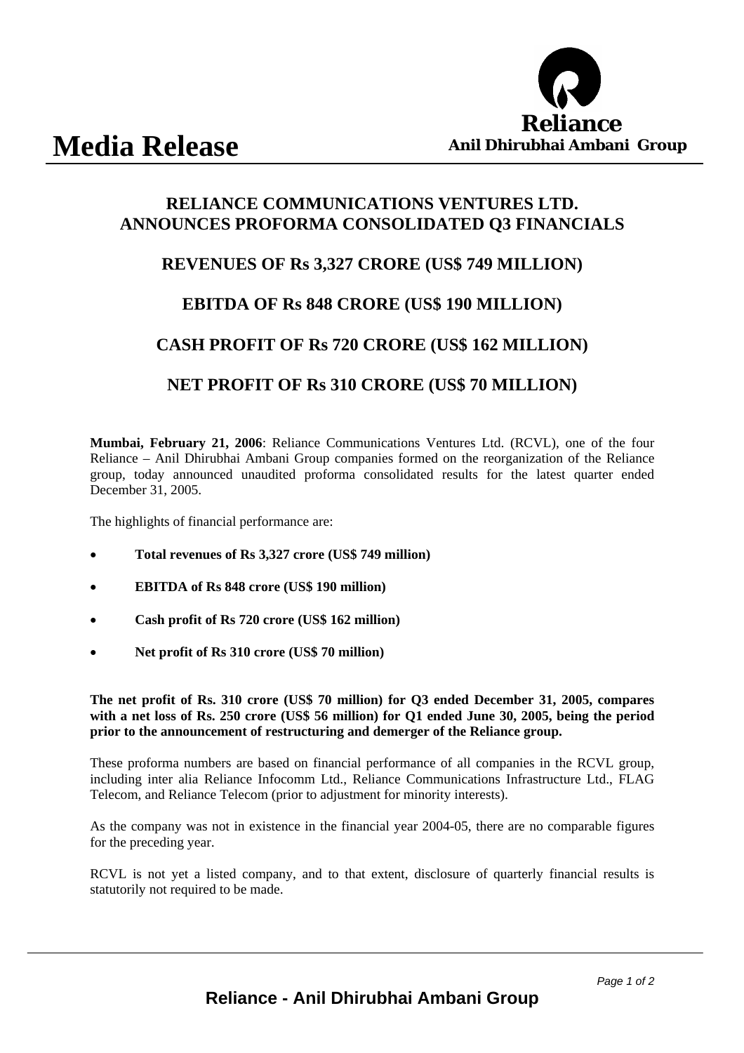# Media Release

**Reliance**
**Anil Dhirubhai Ambani Group**

## RELIANCE COMMUNICATIONS VENTURES LTD. ANNOUNCES PROFORMA CONSOLIDATED Q3 FINANCIALS

## REVENUES OF Rs 3,327 CRORE (US$ 749 MILLION)

## EBITDA OF Rs 848 CRORE (US$ 190 MILLION)

## CASH PROFIT OF Rs 720 CRORE (US$ 162 MILLION)

## NET PROFIT OF Rs 310 CRORE (US$ 70 MILLION)

**Mumbai, February 21, 2006**: Reliance Communications Ventures Ltd. (RCVL), one of the four Reliance – Anil Dhirubhai Ambani Group companies formed on the reorganization of the Reliance group, today announced unaudited proforma consolidated results for the latest quarter ended December 31, 2005.

The highlights of financial performance are:

- **Total revenues of Rs 3,327 crore (US$ 749 million)**
- **EBITDA of Rs 848 crore (US$ 190 million)**
- **Cash profit of Rs 720 crore (US$ 162 million)**
- **Net profit of Rs 310 crore (US$ 70 million)**

**The net profit of Rs. 310 crore (US$ 70 million) for Q3 ended December 31, 2005, compares with a net loss of Rs. 250 crore (US$ 56 million) for Q1 ended June 30, 2005, being the period prior to the announcement of restructuring and demerger of the Reliance group.**

These proforma numbers are based on financial performance of all companies in the RCVL group, including inter alia Reliance Infocomm Ltd., Reliance Communications Infrastructure Ltd., FLAG Telecom, and Reliance Telecom (prior to adjustment for minority interests).

As the company was not in existence in the financial year 2004-05, there are no comparable figures for the preceding year.

RCVL is not yet a listed company, and to that extent, disclosure of quarterly financial results is statutorily not required to be made.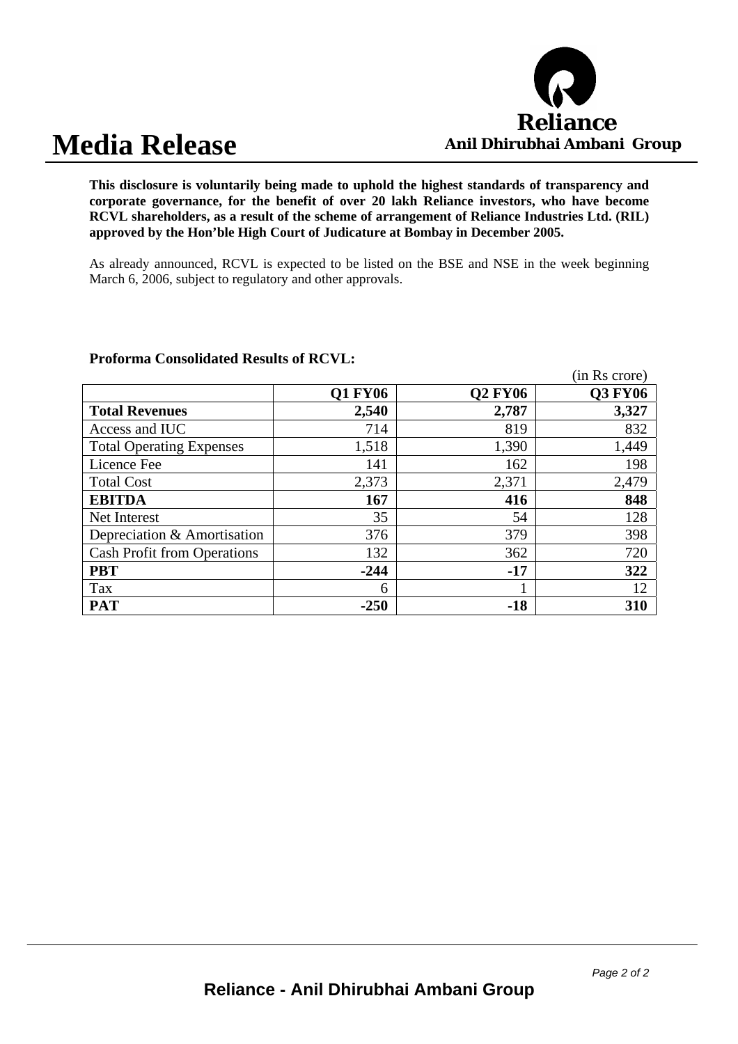# Media Release

**This disclosure is voluntarily being made to uphold the highest standards of transparency and corporate governance, for the benefit of over 20 lakh Reliance investors, who have become RCVL shareholders, as a result of the scheme of arrangement of Reliance Industries Ltd. (RIL) approved by the Hon'ble High Court of Judicature at Bombay in December 2005.**

As already announced, RCVL is expected to be listed on the BSE and NSE in the week beginning March 6, 2006, subject to regulatory and other approvals.

**Proforma Consolidated Results of RCVL:**

(in Rs crore)

| | **Q1 FY06** | **Q2 FY06** | **Q3 FY06** |
|---|---|---|---|
| **Total Revenues** | **2,540** | **2,787** | **3,327** |
| Access and IUC | 714 | 819 | 832 |
| Total Operating Expenses | 1,518 | 1,390 | 1,449 |
| Licence Fee | 141 | 162 | 198 |
| Total Cost | 2,373 | 2,371 | 2,479 |
| **EBITDA** | **167** | **416** | **848** |
| Net Interest | 35 | 54 | 128 |
| Depreciation & Amortisation | 376 | 379 | 398 |
| Cash Profit from Operations | 132 | 362 | 720 |
| **PBT** | **-244** | **-17** | **322** |
| Tax | 6 | 1 | 12 |
| **PAT** | **-250** | **-18** | **310** |